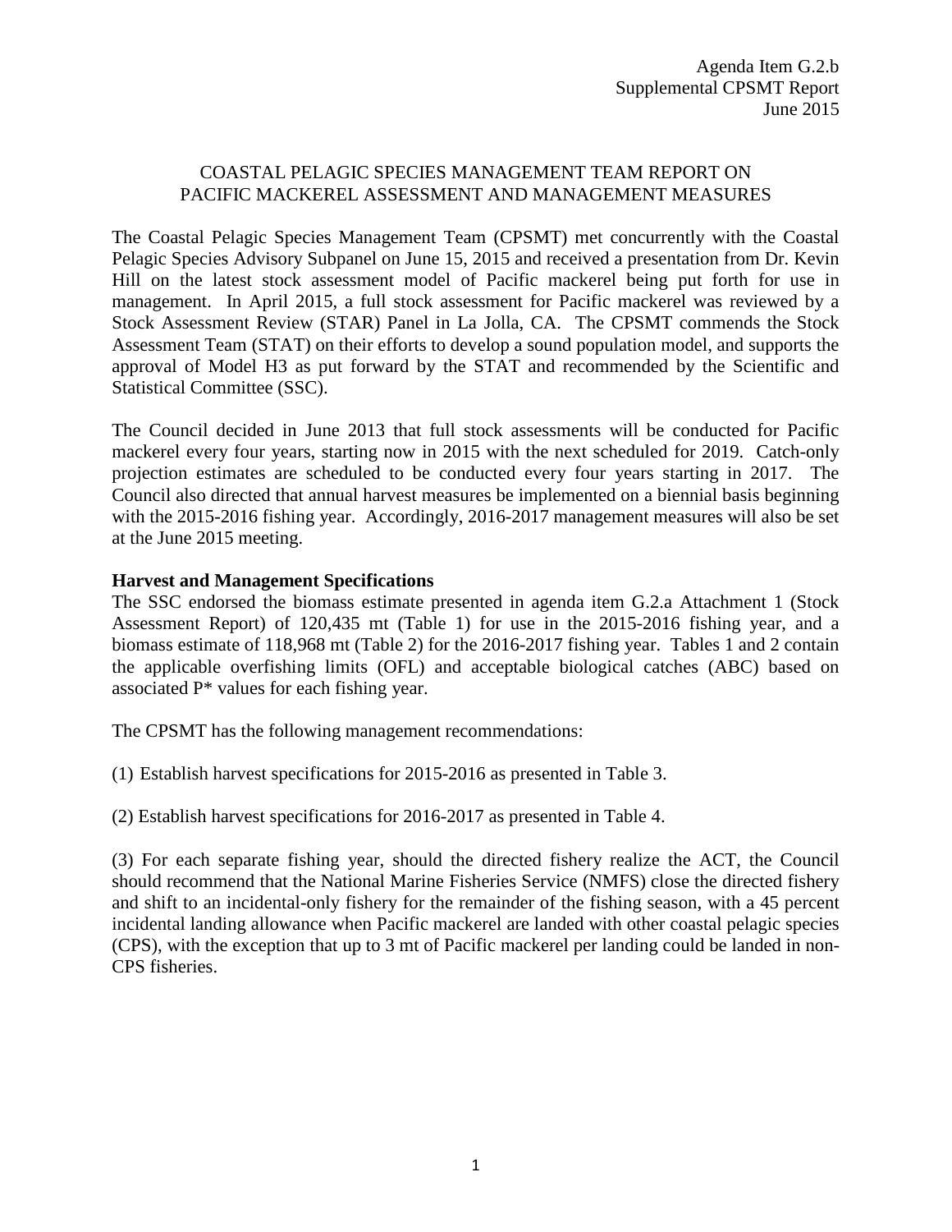Agenda Item G.2.b
Supplemental CPSMT Report
June 2015

# COASTAL PELAGIC SPECIES MANAGEMENT TEAM REPORT ON PACIFIC MACKEREL ASSESSMENT AND MANAGEMENT MEASURES

The Coastal Pelagic Species Management Team (CPSMT) met concurrently with the Coastal Pelagic Species Advisory Subpanel on June 15, 2015 and received a presentation from Dr. Kevin Hill on the latest stock assessment model of Pacific mackerel being put forth for use in management. In April 2015, a full stock assessment for Pacific mackerel was reviewed by a Stock Assessment Review (STAR) Panel in La Jolla, CA. The CPSMT commends the Stock Assessment Team (STAT) on their efforts to develop a sound population model, and supports the approval of Model H3 as put forward by the STAT and recommended by the Scientific and Statistical Committee (SSC).

The Council decided in June 2013 that full stock assessments will be conducted for Pacific mackerel every four years, starting now in 2015 with the next scheduled for 2019. Catch-only projection estimates are scheduled to be conducted every four years starting in 2017. The Council also directed that annual harvest measures be implemented on a biennial basis beginning with the 2015-2016 fishing year. Accordingly, 2016-2017 management measures will also be set at the June 2015 meeting.

**Harvest and Management Specifications**

The SSC endorsed the biomass estimate presented in agenda item G.2.a Attachment 1 (Stock Assessment Report) of 120,435 mt (Table 1) for use in the 2015-2016 fishing year, and a biomass estimate of 118,968 mt (Table 2) for the 2016-2017 fishing year. Tables 1 and 2 contain the applicable overfishing limits (OFL) and acceptable biological catches (ABC) based on associated P* values for each fishing year.

The CPSMT has the following management recommendations:

(1) Establish harvest specifications for 2015-2016 as presented in Table 3.

(2) Establish harvest specifications for 2016-2017 as presented in Table 4.

(3) For each separate fishing year, should the directed fishery realize the ACT, the Council should recommend that the National Marine Fisheries Service (NMFS) close the directed fishery and shift to an incidental-only fishery for the remainder of the fishing season, with a 45 percent incidental landing allowance when Pacific mackerel are landed with other coastal pelagic species (CPS), with the exception that up to 3 mt of Pacific mackerel per landing could be landed in non-CPS fisheries.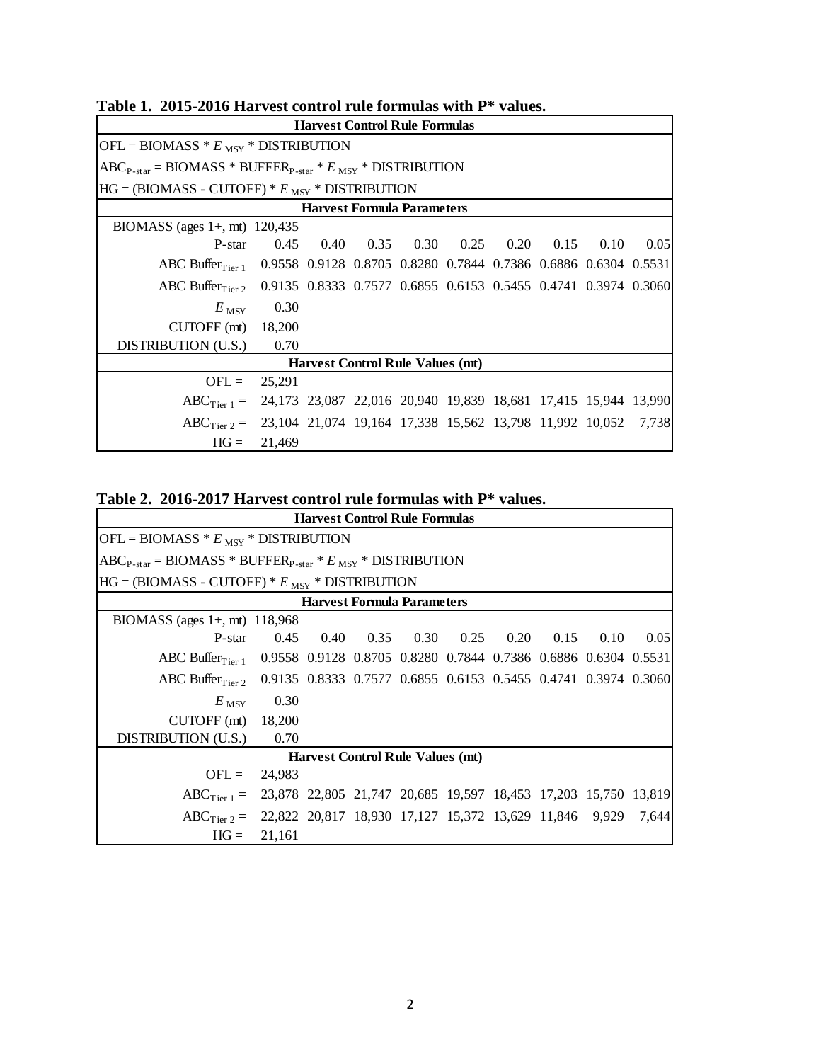**Table 1. 2015-2016 Harvest control rule formulas with P* values.**

| Harvest Control Rule Formulas | | | | | | | | | |
|---|---|---|---|---|---|---|---|---|---|
| OFL = BIOMASS * $E_{MSY}$ * DISTRIBUTION | | | | | | | | | |
| $ABC_{P\text{-}star}$ = BIOMASS * $BUFFER_{P\text{-}star}$ * $E_{MSY}$ * DISTRIBUTION | | | | | | | | | |
| HG = (BIOMASS - CUTOFF) * $E_{MSY}$ * DISTRIBUTION | | | | | | | | | |
| **Harvest Formula Parameters** | | | | | | | | | |
| BIOMASS (ages 1+, mt) | 120,435 | | | | | | | | |
| P-star | 0.45 | 0.40 | 0.35 | 0.30 | 0.25 | 0.20 | 0.15 | 0.10 | 0.05 |
| ABC $Buffer_{Tier\ 1}$ | 0.9558 | 0.9128 | 0.8705 | 0.8280 | 0.7844 | 0.7386 | 0.6886 | 0.6304 | 0.5531 |
| ABC $Buffer_{Tier\ 2}$ | 0.9135 | 0.8333 | 0.7577 | 0.6855 | 0.6153 | 0.5455 | 0.4741 | 0.3974 | 0.3060 |
| $E_{MSY}$ | 0.30 | | | | | | | | |
| CUTOFF (mt) | 18,200 | | | | | | | | |
| DISTRIBUTION (U.S.) | 0.70 | | | | | | | | |
| **Harvest Control Rule Values (mt)** | | | | | | | | | |
| OFL = | 25,291 | | | | | | | | |
| $ABC_{Tier\ 1}$ = | 24,173 | 23,087 | 22,016 | 20,940 | 19,839 | 18,681 | 17,415 | 15,944 | 13,990 |
| $ABC_{Tier\ 2}$ = | 23,104 | 21,074 | 19,164 | 17,338 | 15,562 | 13,798 | 11,992 | 10,052 | 7,738 |
| HG = | 21,469 | | | | | | | | |

**Table 2. 2016-2017 Harvest control rule formulas with P* values.**

| Harvest Control Rule Formulas | | | | | | | | | |
|---|---|---|---|---|---|---|---|---|---|
| OFL = BIOMASS * $E_{MSY}$ * DISTRIBUTION | | | | | | | | | |
| $ABC_{P\text{-}star}$ = BIOMASS * $BUFFER_{P\text{-}star}$ * $E_{MSY}$ * DISTRIBUTION | | | | | | | | | |
| HG = (BIOMASS - CUTOFF) * $E_{MSY}$ * DISTRIBUTION | | | | | | | | | |
| **Harvest Formula Parameters** | | | | | | | | | |
| BIOMASS (ages 1+, mt) | 118,968 | | | | | | | | |
| P-star | 0.45 | 0.40 | 0.35 | 0.30 | 0.25 | 0.20 | 0.15 | 0.10 | 0.05 |
| ABC $Buffer_{Tier\ 1}$ | 0.9558 | 0.9128 | 0.8705 | 0.8280 | 0.7844 | 0.7386 | 0.6886 | 0.6304 | 0.5531 |
| ABC $Buffer_{Tier\ 2}$ | 0.9135 | 0.8333 | 0.7577 | 0.6855 | 0.6153 | 0.5455 | 0.4741 | 0.3974 | 0.3060 |
| $E_{MSY}$ | 0.30 | | | | | | | | |
| CUTOFF (mt) | 18,200 | | | | | | | | |
| DISTRIBUTION (U.S.) | 0.70 | | | | | | | | |
| **Harvest Control Rule Values (mt)** | | | | | | | | | |
| OFL = | 24,983 | | | | | | | | |
| $ABC_{Tier\ 1}$ = | 23,878 | 22,805 | 21,747 | 20,685 | 19,597 | 18,453 | 17,203 | 15,750 | 13,819 |
| $ABC_{Tier\ 2}$ = | 22,822 | 20,817 | 18,930 | 17,127 | 15,372 | 13,629 | 11,846 | 9,929 | 7,644 |
| HG = | 21,161 | | | | | | | | |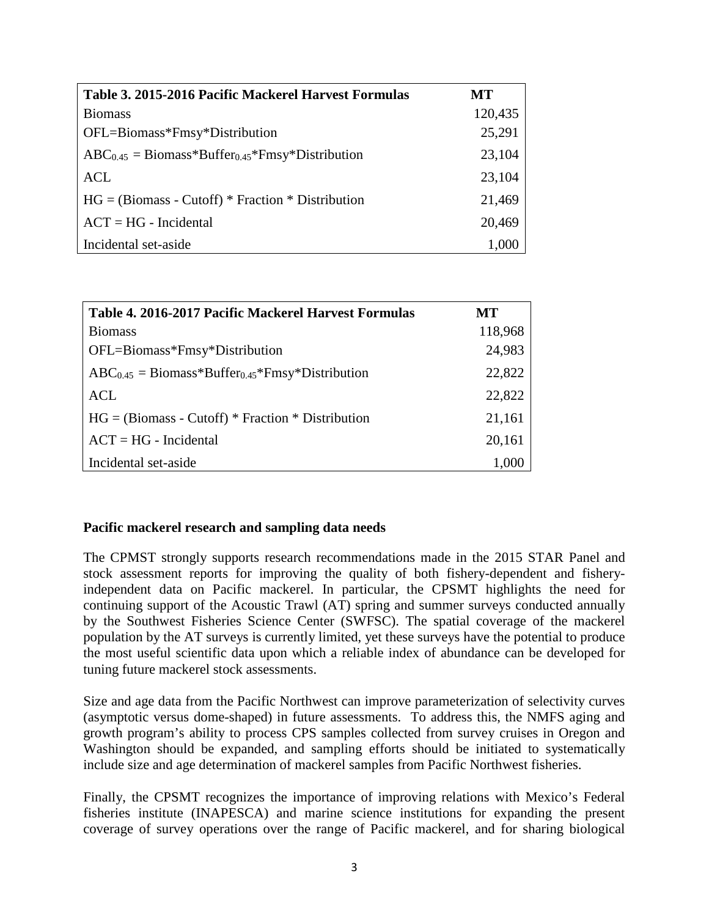| Table 3. 2015-2016 Pacific Mackerel Harvest Formulas | MT |
|---|---|
| Biomass | 120,435 |
| OFL=Biomass*Fmsy*Distribution | 25,291 |
| $ABC_{0.45}$ = Biomass*$Buffer_{0.45}$*Fmsy*Distribution | 23,104 |
| ACL | 23,104 |
| HG = (Biomass - Cutoff) * Fraction * Distribution | 21,469 |
| ACT = HG - Incidental | 20,469 |
| Incidental set-aside | 1,000 |

| Table 4. 2016-2017 Pacific Mackerel Harvest Formulas | MT |
|---|---|
| Biomass | 118,968 |
| OFL=Biomass*Fmsy*Distribution | 24,983 |
| $ABC_{0.45}$ = Biomass*$Buffer_{0.45}$*Fmsy*Distribution | 22,822 |
| ACL | 22,822 |
| HG = (Biomass - Cutoff) * Fraction * Distribution | 21,161 |
| ACT = HG - Incidental | 20,161 |
| Incidental set-aside | 1,000 |

**Pacific mackerel research and sampling data needs**

The CPMST strongly supports research recommendations made in the 2015 STAR Panel and stock assessment reports for improving the quality of both fishery-dependent and fishery-independent data on Pacific mackerel. In particular, the CPSMT highlights the need for continuing support of the Acoustic Trawl (AT) spring and summer surveys conducted annually by the Southwest Fisheries Science Center (SWFSC). The spatial coverage of the mackerel population by the AT surveys is currently limited, yet these surveys have the potential to produce the most useful scientific data upon which a reliable index of abundance can be developed for tuning future mackerel stock assessments.

Size and age data from the Pacific Northwest can improve parameterization of selectivity curves (asymptotic versus dome-shaped) in future assessments. To address this, the NMFS aging and growth program's ability to process CPS samples collected from survey cruises in Oregon and Washington should be expanded, and sampling efforts should be initiated to systematically include size and age determination of mackerel samples from Pacific Northwest fisheries.

Finally, the CPSMT recognizes the importance of improving relations with Mexico's Federal fisheries institute (INAPESCA) and marine science institutions for expanding the present coverage of survey operations over the range of Pacific mackerel, and for sharing biological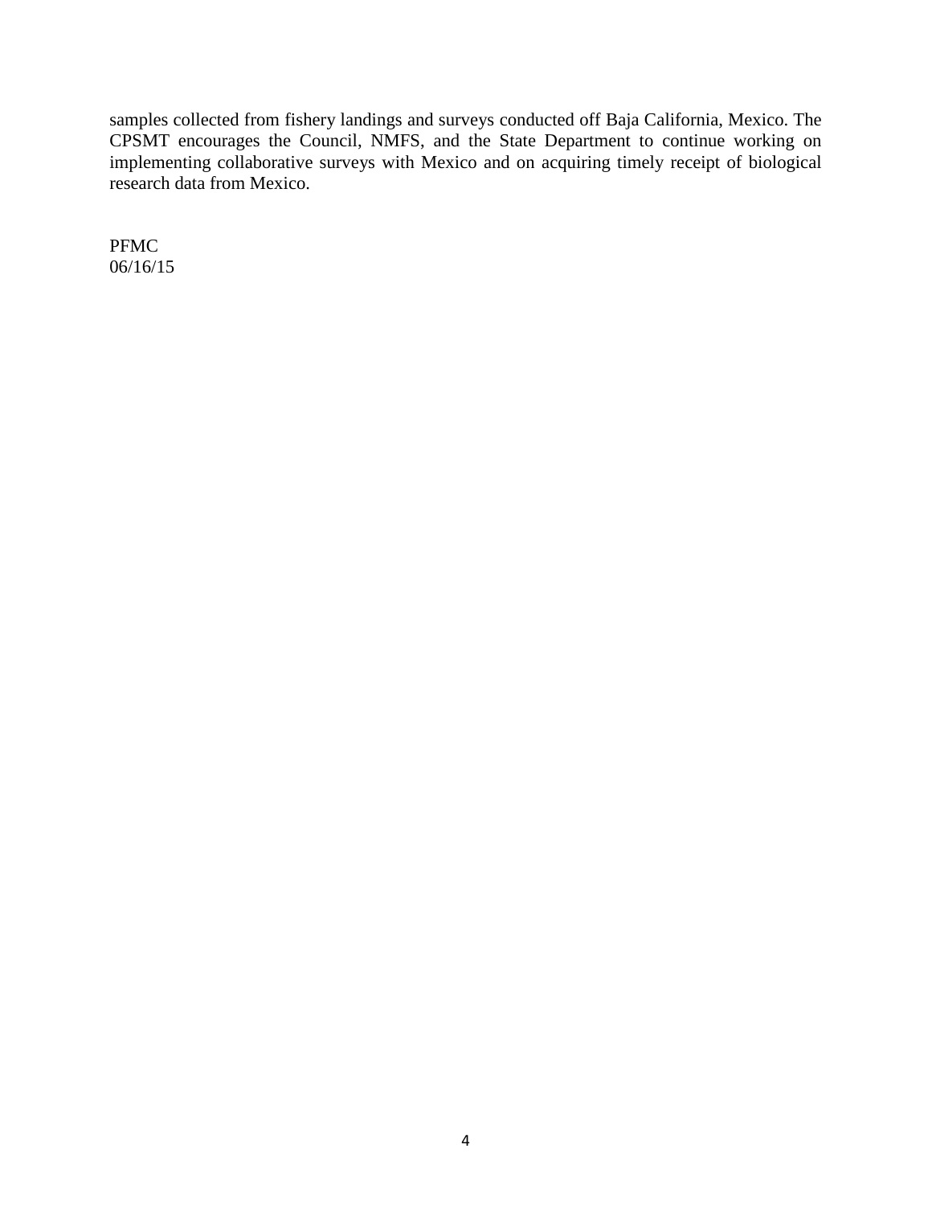samples collected from fishery landings and surveys conducted off Baja California, Mexico. The CPSMT encourages the Council, NMFS, and the State Department to continue working on implementing collaborative surveys with Mexico and on acquiring timely receipt of biological research data from Mexico.

PFMC
06/16/15